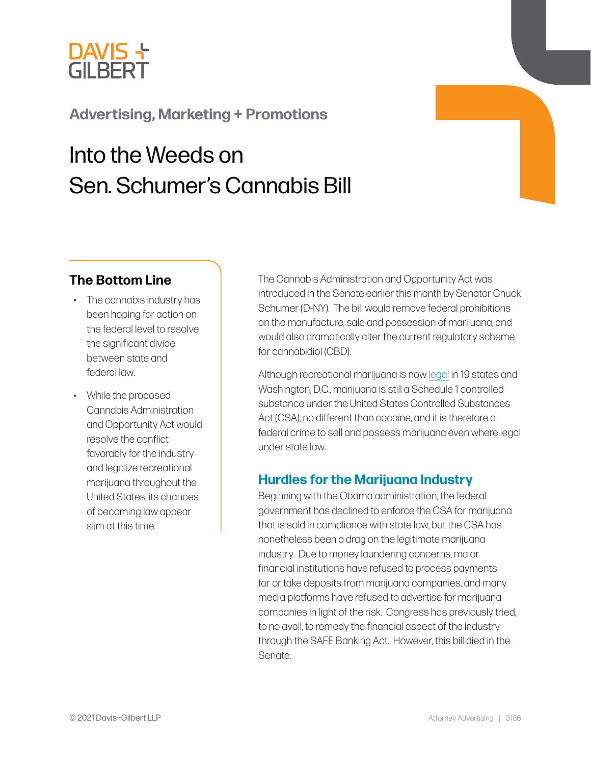DAVIS + GILBERT

## Advertising, Marketing + Promotions

# Into the Weeds on Sen. Schumer's Cannabis Bill

### The Bottom Line

- The cannabis industry has been hoping for action on the federal level to resolve the significant divide between state and federal law.
- While the proposed Cannabis Administration and Opportunity Act would resolve the conflict favorably for the industry and legalize recreational marijuana throughout the United States, its chances of becoming law appear slim at this time.

The Cannabis Administration and Opportunity Act was introduced in the Senate earlier this month by Senator Chuck Schumer (D-NY). The bill would remove federal prohibitions on the manufacture, sale and possession of marijuana, and would also dramatically alter the current regulatory scheme for cannabidiol (CBD).

Although recreational marijuana is now legal in 19 states and Washington, D.C., marijuana is still a Schedule 1 controlled substance under the United States Controlled Substances Act (CSA), no different than cocaine, and it is therefore a federal crime to sell and possess marijuana even where legal under state law.

## Hurdles for the Marijuana Industry

Beginning with the Obama administration, the federal government has declined to enforce the CSA for marijuana that is sold in compliance with state law, but the CSA has nonetheless been a drag on the legitimate marijuana industry. Due to money laundering concerns, major financial institutions have refused to process payments for or take deposits from marijuana companies, and many media platforms have refused to advertise for marijuana companies in light of the risk. Congress has previously tried, to no avail, to remedy the financial aspect of the industry through the SAFE Banking Act. However, this bill died in the Senate.

© 2021 Davis+Gilbert LLP

Attorney Advertising | 3186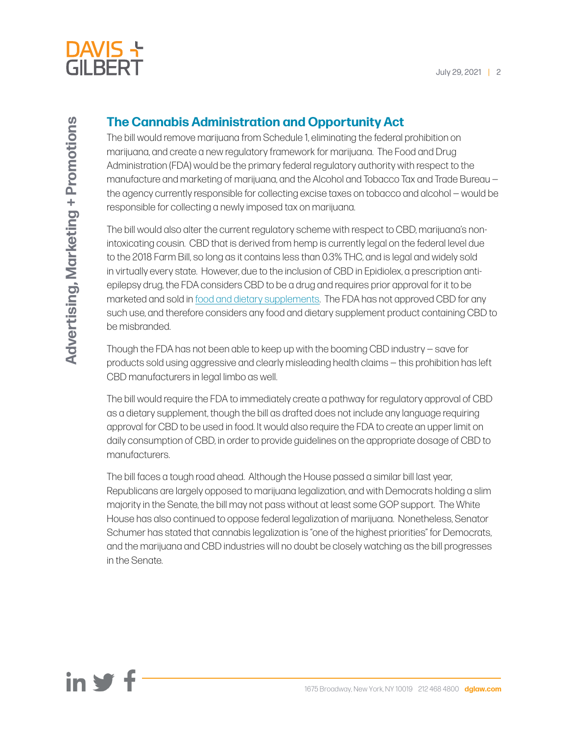## The Cannabis Administration and Opportunity Act

The bill would remove marijuana from Schedule 1, eliminating the federal prohibition on marijuana, and create a new regulatory framework for marijuana. The Food and Drug Administration (FDA) would be the primary federal regulatory authority with respect to the manufacture and marketing of marijuana, and the Alcohol and Tobacco Tax and Trade Bureau — the agency currently responsible for collecting excise taxes on tobacco and alcohol — would be responsible for collecting a newly imposed tax on marijuana.

The bill would also alter the current regulatory scheme with respect to CBD, marijuana's non-intoxicating cousin. CBD that is derived from hemp is currently legal on the federal level due to the 2018 Farm Bill, so long as it contains less than 0.3% THC, and is legal and widely sold in virtually every state. However, due to the inclusion of CBD in Epidiolex, a prescription anti-epilepsy drug, the FDA considers CBD to be a drug and requires prior approval for it to be marketed and sold in food and dietary supplements. The FDA has not approved CBD for any such use, and therefore considers any food and dietary supplement product containing CBD to be misbranded.

Though the FDA has not been able to keep up with the booming CBD industry — save for products sold using aggressive and clearly misleading health claims — this prohibition has left CBD manufacturers in legal limbo as well.

The bill would require the FDA to immediately create a pathway for regulatory approval of CBD as a dietary supplement, though the bill as drafted does not include any language requiring approval for CBD to be used in food. It would also require the FDA to create an upper limit on daily consumption of CBD, in order to provide guidelines on the appropriate dosage of CBD to manufacturers.

The bill faces a tough road ahead. Although the House passed a similar bill last year, Republicans are largely opposed to marijuana legalization, and with Democrats holding a slim majority in the Senate, the bill may not pass without at least some GOP support. The White House has also continued to oppose federal legalization of marijuana. Nonetheless, Senator Schumer has stated that cannabis legalization is "one of the highest priorities" for Democrats, and the marijuana and CBD industries will no doubt be closely watching as the bill progresses in the Senate.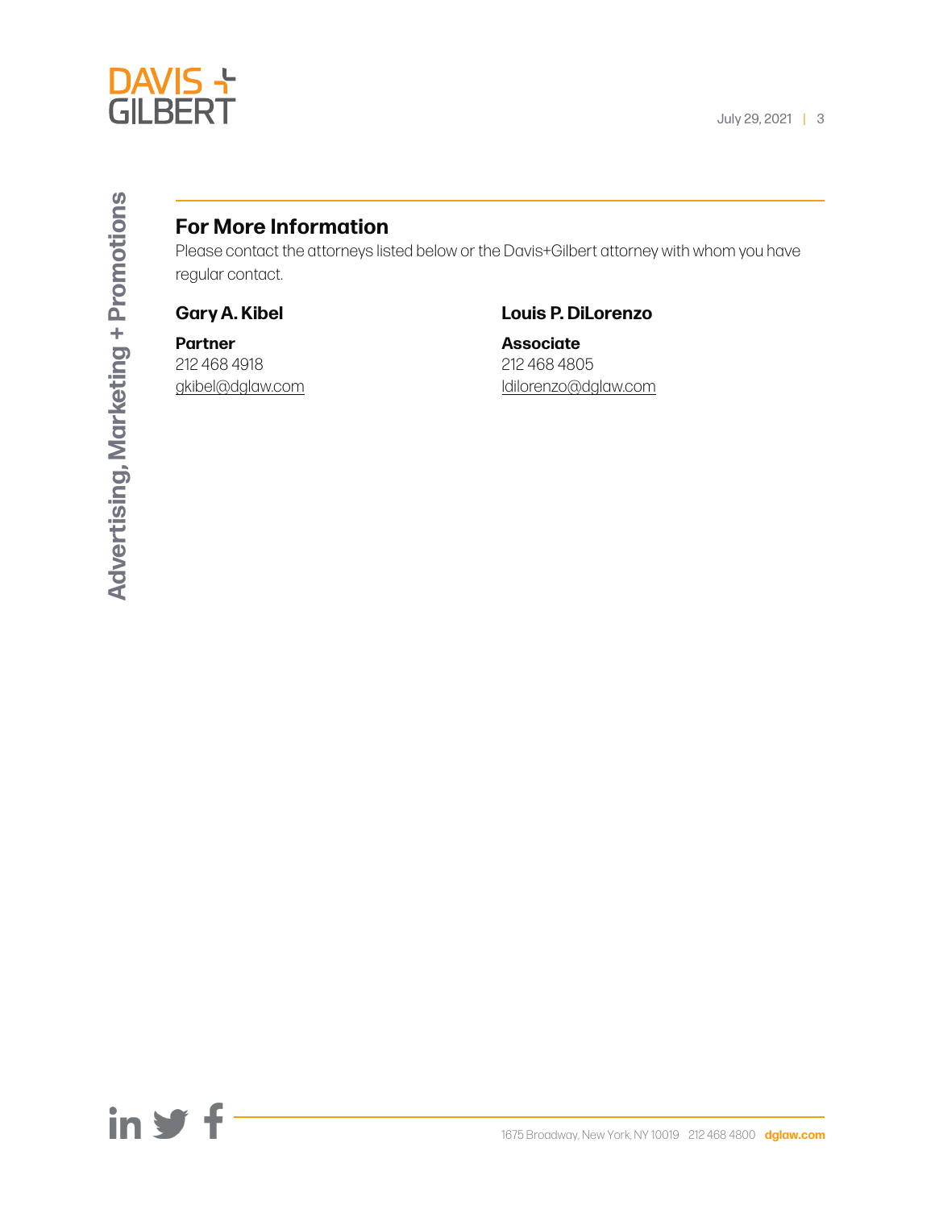## For More Information

Please contact the attorneys listed below or the Davis+Gilbert attorney with whom you have regular contact.

**Gary A. Kibel**

**Partner**
212 468 4918
gkibel@dglaw.com

**Louis P. DiLorenzo**

**Associate**
212 468 4805
ldilorenzo@dglaw.com